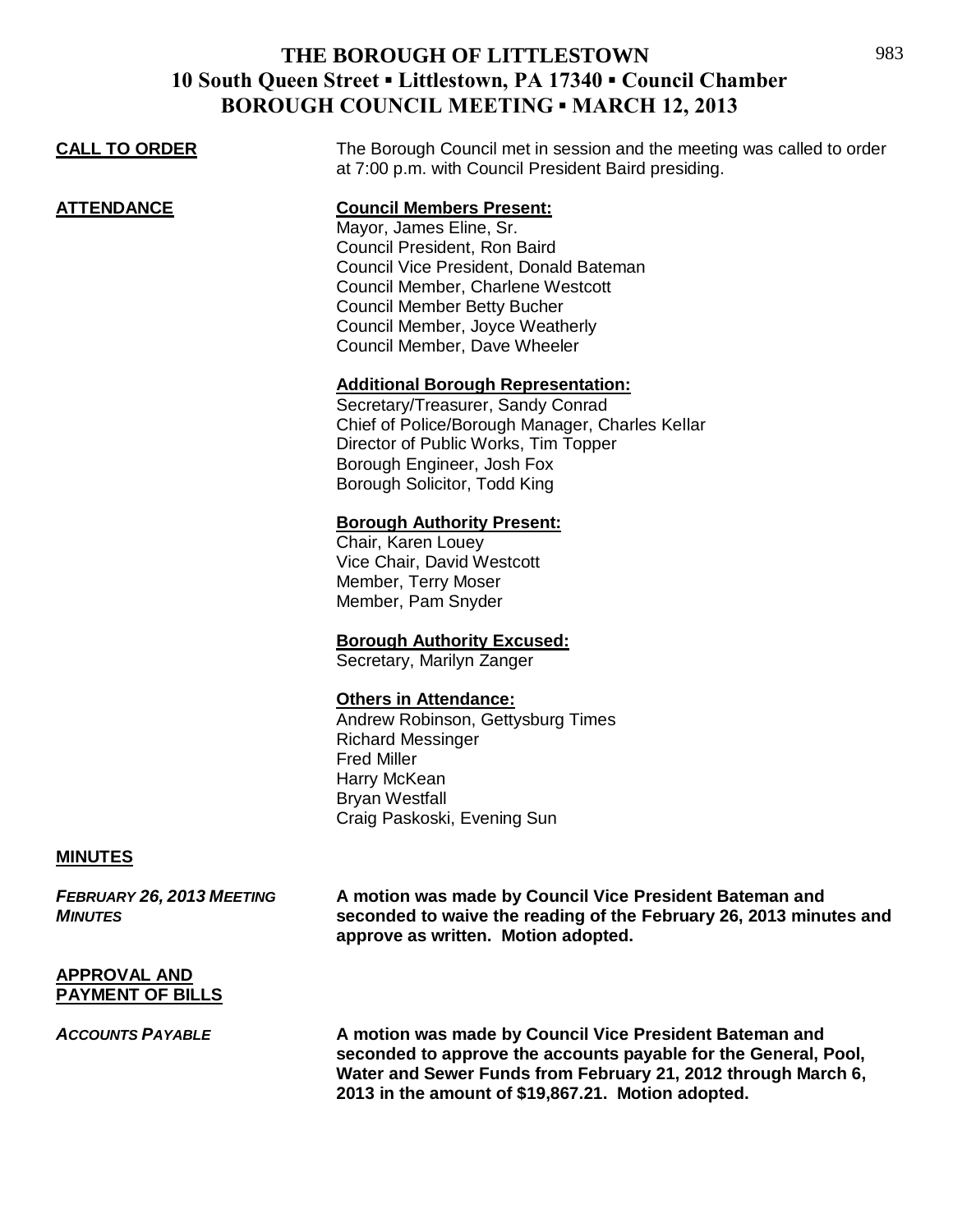# THE BOROUGH OF LITTLESTOWN
## 10 South Queen Street ▪ Littlestown, PA 17340 ▪ Council Chamber
## BOROUGH COUNCIL MEETING ▪ MARCH 12, 2013

**CALL TO ORDER**

The Borough Council met in session and the meeting was called to order at 7:00 p.m. with Council President Baird presiding.

**ATTENDANCE**

**Council Members Present:**
Mayor, James Eline, Sr.
Council President, Ron Baird
Council Vice President, Donald Bateman
Council Member, Charlene Westcott
Council Member Betty Bucher
Council Member, Joyce Weatherly
Council Member, Dave Wheeler

**Additional Borough Representation:**
Secretary/Treasurer, Sandy Conrad
Chief of Police/Borough Manager, Charles Kellar
Director of Public Works, Tim Topper
Borough Engineer, Josh Fox
Borough Solicitor, Todd King

**Borough Authority Present:**
Chair, Karen Louey
Vice Chair, David Westcott
Member, Terry Moser
Member, Pam Snyder

**Borough Authority Excused:**
Secretary, Marilyn Zanger

**Others in Attendance:**
Andrew Robinson, Gettysburg Times
Richard Messinger
Fred Miller
Harry McKean
Bryan Westfall
Craig Paskoski, Evening Sun

**MINUTES**

*FEBRUARY 26, 2013 MEETING MINUTES*

**A motion was made by Council Vice President Bateman and seconded to waive the reading of the February 26, 2013 minutes and approve as written. Motion adopted.**

**APPROVAL AND PAYMENT OF BILLS**

*ACCOUNTS PAYABLE*

**A motion was made by Council Vice President Bateman and seconded to approve the accounts payable for the General, Pool, Water and Sewer Funds from February 21, 2012 through March 6, 2013 in the amount of $19,867.21. Motion adopted.**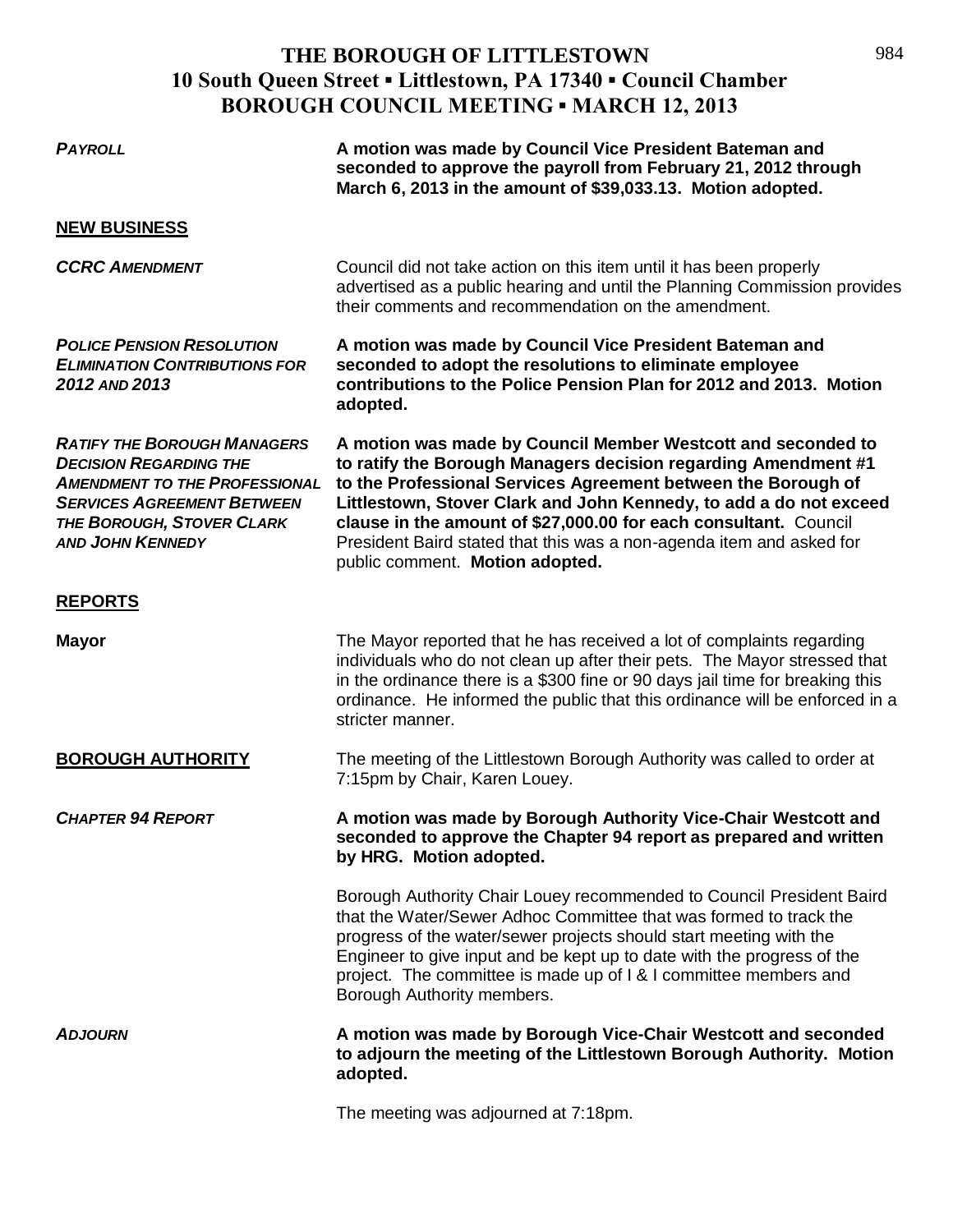# THE BOROUGH OF LITTLESTOWN
## 10 South Queen Street ▪ Littlestown, PA 17340 ▪ Council Chamber
## BOROUGH COUNCIL MEETING ▪ MARCH 12, 2013

***PAYROLL*** — **A motion was made by Council Vice President Bateman and seconded to approve the payroll from February 21, 2012 through March 6, 2013 in the amount of $39,033.13. Motion adopted.**

**NEW BUSINESS**

***CCRC AMENDMENT*** — Council did not take action on this item until it has been properly advertised as a public hearing and until the Planning Commission provides their comments and recommendation on the amendment.

***POLICE PENSION RESOLUTION ELIMINATION CONTRIBUTIONS FOR 2012 AND 2013*** — **A motion was made by Council Vice President Bateman and seconded to adopt the resolutions to eliminate employee contributions to the Police Pension Plan for 2012 and 2013. Motion adopted.**

***RATIFY THE BOROUGH MANAGERS DECISION REGARDING THE AMENDMENT TO THE PROFESSIONAL SERVICES AGREEMENT BETWEEN THE BOROUGH, STOVER CLARK AND JOHN KENNEDY*** — **A motion was made by Council Member Westcott and seconded to to ratify the Borough Managers decision regarding Amendment #1 to the Professional Services Agreement between the Borough of Littlestown, Stover Clark and John Kennedy, to add a do not exceed clause in the amount of $27,000.00 for each consultant.** Council President Baird stated that this was a non-agenda item and asked for public comment. **Motion adopted.**

**REPORTS**

**Mayor** — The Mayor reported that he has received a lot of complaints regarding individuals who do not clean up after their pets. The Mayor stressed that in the ordinance there is a $300 fine or 90 days jail time for breaking this ordinance. He informed the public that this ordinance will be enforced in a stricter manner.

**BOROUGH AUTHORITY** — The meeting of the Littlestown Borough Authority was called to order at 7:15pm by Chair, Karen Louey.

***CHAPTER 94 REPORT*** — **A motion was made by Borough Authority Vice-Chair Westcott and seconded to approve the Chapter 94 report as prepared and written by HRG. Motion adopted.**

Borough Authority Chair Louey recommended to Council President Baird that the Water/Sewer Adhoc Committee that was formed to track the progress of the water/sewer projects should start meeting with the Engineer to give input and be kept up to date with the progress of the project. The committee is made up of I & I committee members and Borough Authority members.

***ADJOURN*** — **A motion was made by Borough Vice-Chair Westcott and seconded to adjourn the meeting of the Littlestown Borough Authority. Motion adopted.**

The meeting was adjourned at 7:18pm.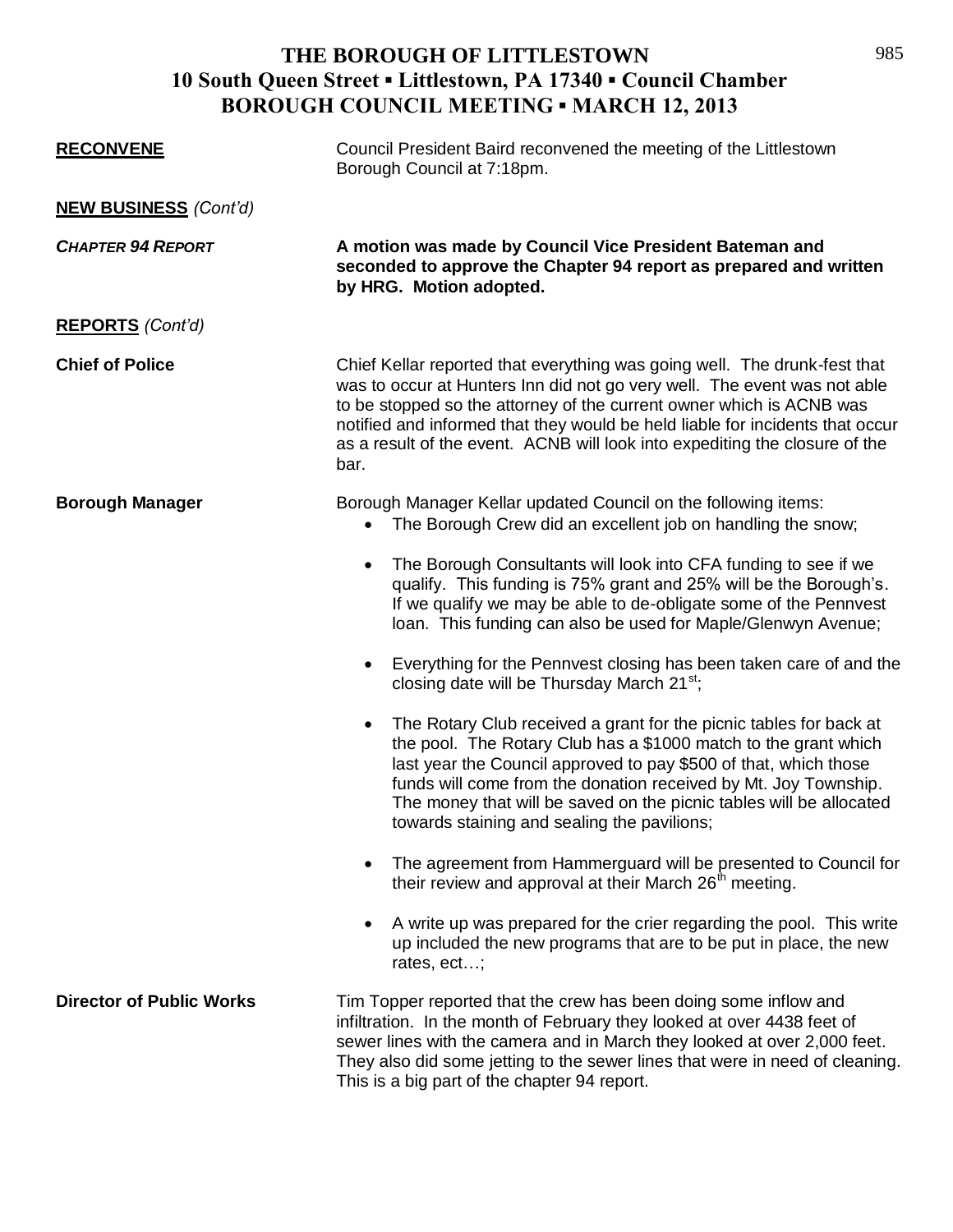# THE BOROUGH OF LITTLESTOWN
## 10 South Queen Street ▪ Littlestown, PA 17340 ▪ Council Chamber
## BOROUGH COUNCIL MEETING ▪ MARCH 12, 2013

**RECONVENE**

Council President Baird reconvened the meeting of the Littlestown Borough Council at 7:18pm.

**NEW BUSINESS** *(Cont'd)*

***CHAPTER 94 REPORT***

**A motion was made by Council Vice President Bateman and seconded to approve the Chapter 94 report as prepared and written by HRG. Motion adopted.**

**REPORTS** *(Cont'd)*

**Chief of Police**

Chief Kellar reported that everything was going well. The drunk-fest that was to occur at Hunters Inn did not go very well. The event was not able to be stopped so the attorney of the current owner which is ACNB was notified and informed that they would be held liable for incidents that occur as a result of the event. ACNB will look into expediting the closure of the bar.

**Borough Manager**

Borough Manager Kellar updated Council on the following items:

- The Borough Crew did an excellent job on handling the snow;
- The Borough Consultants will look into CFA funding to see if we qualify. This funding is 75% grant and 25% will be the Borough's. If we qualify we may be able to de-obligate some of the Pennvest loan. This funding can also be used for Maple/Glenwyn Avenue;
- Everything for the Pennvest closing has been taken care of and the closing date will be Thursday March 21st;
- The Rotary Club received a grant for the picnic tables for back at the pool. The Rotary Club has a $1000 match to the grant which last year the Council approved to pay $500 of that, which those funds will come from the donation received by Mt. Joy Township. The money that will be saved on the picnic tables will be allocated towards staining and sealing the pavilions;
- The agreement from Hammerguard will be presented to Council for their review and approval at their March 26th meeting.
- A write up was prepared for the crier regarding the pool. This write up included the new programs that are to be put in place, the new rates, ect…;

**Director of Public Works**

Tim Topper reported that the crew has been doing some inflow and infiltration. In the month of February they looked at over 4438 feet of sewer lines with the camera and in March they looked at over 2,000 feet. They also did some jetting to the sewer lines that were in need of cleaning. This is a big part of the chapter 94 report.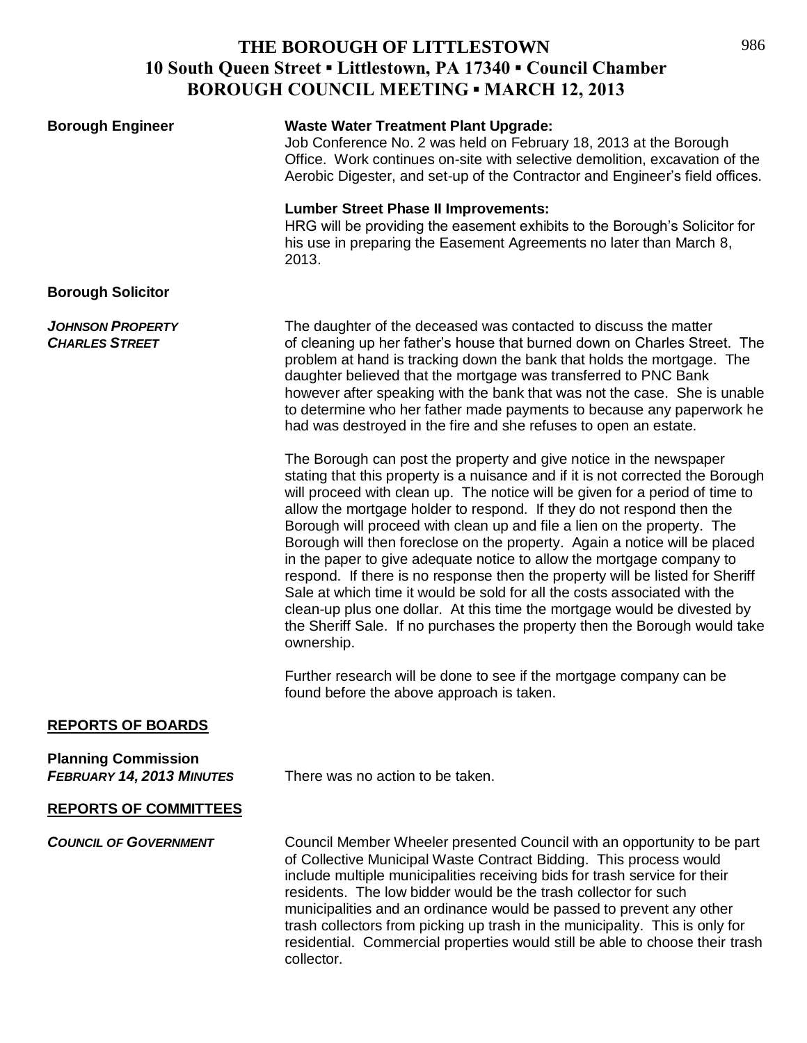# THE BOROUGH OF LITTLESTOWN
## 10 South Queen Street ▪ Littlestown, PA 17340 ▪ Council Chamber
## BOROUGH COUNCIL MEETING ▪ MARCH 12, 2013

**Borough Engineer**

**Waste Water Treatment Plant Upgrade:**
Job Conference No. 2 was held on February 18, 2013 at the Borough Office. Work continues on-site with selective demolition, excavation of the Aerobic Digester, and set-up of the Contractor and Engineer's field offices.

**Lumber Street Phase II Improvements:**
HRG will be providing the easement exhibits to the Borough's Solicitor for his use in preparing the Easement Agreements no later than March 8, 2013.

**Borough Solicitor**

***JOHNSON PROPERTY CHARLES STREET***

The daughter of the deceased was contacted to discuss the matter of cleaning up her father's house that burned down on Charles Street. The problem at hand is tracking down the bank that holds the mortgage. The daughter believed that the mortgage was transferred to PNC Bank however after speaking with the bank that was not the case. She is unable to determine who her father made payments to because any paperwork he had was destroyed in the fire and she refuses to open an estate.

The Borough can post the property and give notice in the newspaper stating that this property is a nuisance and if it is not corrected the Borough will proceed with clean up. The notice will be given for a period of time to allow the mortgage holder to respond. If they do not respond then the Borough will proceed with clean up and file a lien on the property. The Borough will then foreclose on the property. Again a notice will be placed in the paper to give adequate notice to allow the mortgage company to respond. If there is no response then the property will be listed for Sheriff Sale at which time it would be sold for all the costs associated with the clean-up plus one dollar. At this time the mortgage would be divested by the Sheriff Sale. If no purchases the property then the Borough would take ownership.

Further research will be done to see if the mortgage company can be found before the above approach is taken.

**REPORTS OF BOARDS**

**Planning Commission**
***FEBRUARY 14, 2013 MINUTES***

There was no action to be taken.

**REPORTS OF COMMITTEES**

***COUNCIL OF GOVERNMENT***

Council Member Wheeler presented Council with an opportunity to be part of Collective Municipal Waste Contract Bidding. This process would include multiple municipalities receiving bids for trash service for their residents. The low bidder would be the trash collector for such municipalities and an ordinance would be passed to prevent any other trash collectors from picking up trash in the municipality. This is only for residential. Commercial properties would still be able to choose their trash collector.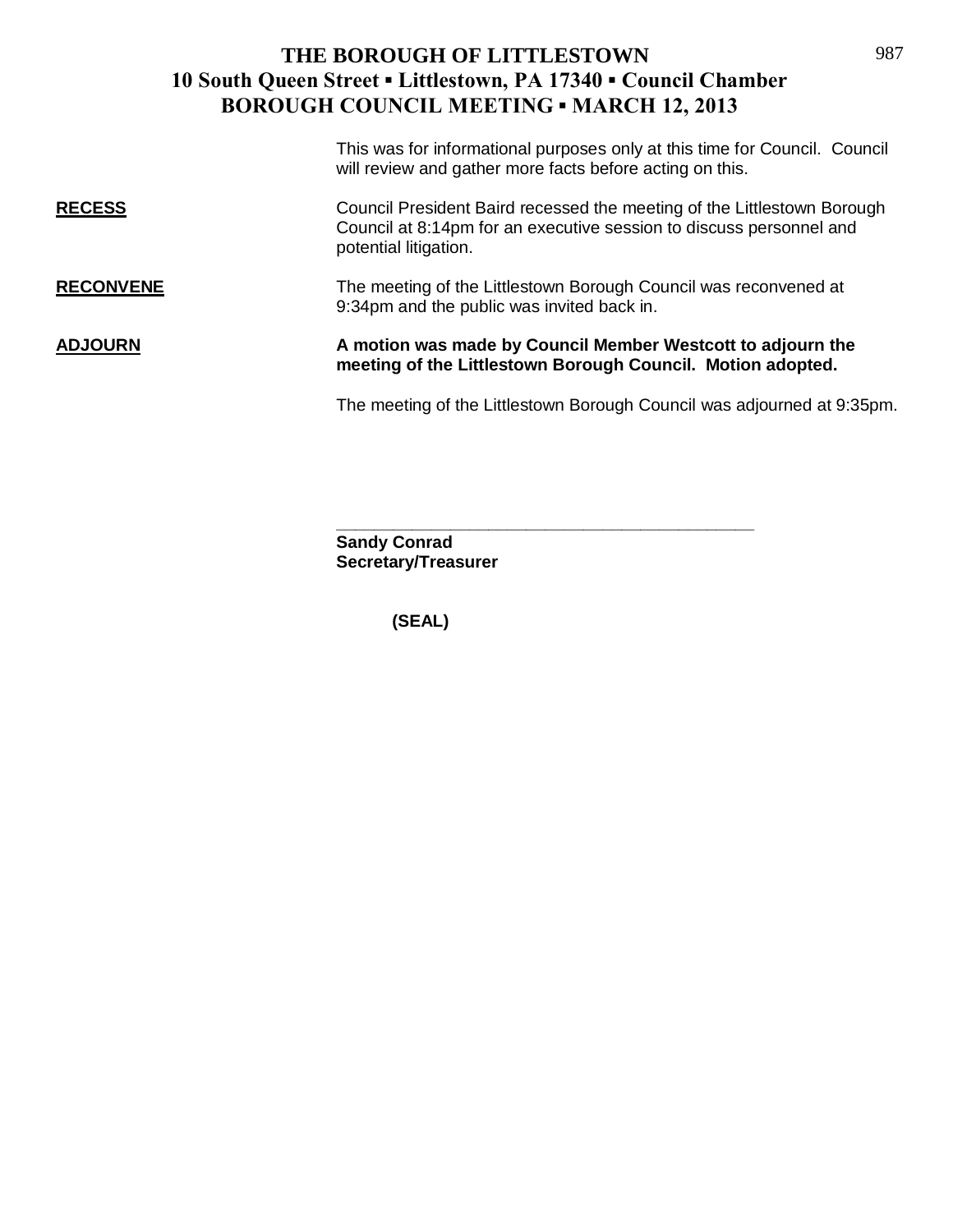This was for informational purposes only at this time for Council. Council will review and gather more facts before acting on this.

**RECESS**

Council President Baird recessed the meeting of the Littlestown Borough Council at 8:14pm for an executive session to discuss personnel and potential litigation.

**RECONVENE**

The meeting of the Littlestown Borough Council was reconvened at 9:34pm and the public was invited back in.

**ADJOURN**

**A motion was made by Council Member Westcott to adjourn the meeting of the Littlestown Borough Council. Motion adopted.**

The meeting of the Littlestown Borough Council was adjourned at 9:35pm.

\_\_\_\_\_\_\_\_\_\_\_\_\_\_\_\_\_\_\_\_\_\_\_\_\_\_\_\_\_\_\_\_\_\_\_\_\_\_\_\_\_\_\_\_

**Sandy Conrad**
**Secretary/Treasurer**

**(SEAL)**